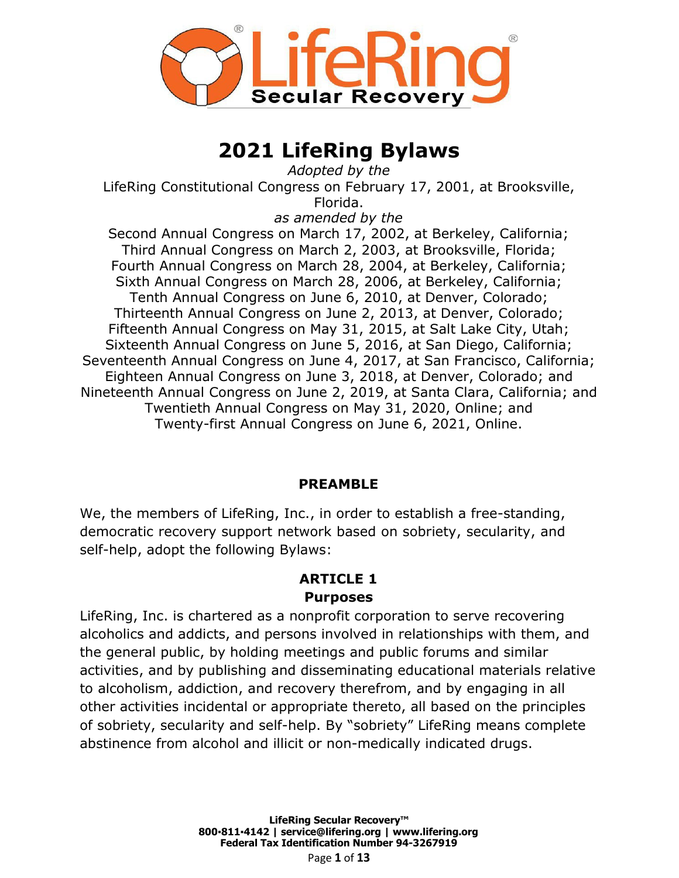# 2021 LifeRing Bylaws

*Adopted by the*
LifeRing Constitutional Congress on February 17, 2001, at Brooksville, Florida.
*as amended by the*
Second Annual Congress on March 17, 2002, at Berkeley, California;
Third Annual Congress on March 2, 2003, at Brooksville, Florida;
Fourth Annual Congress on March 28, 2004, at Berkeley, California;
Sixth Annual Congress on March 28, 2006, at Berkeley, California;
Tenth Annual Congress on June 6, 2010, at Denver, Colorado;
Thirteenth Annual Congress on June 2, 2013, at Denver, Colorado;
Fifteenth Annual Congress on May 31, 2015, at Salt Lake City, Utah;
Sixteenth Annual Congress on June 5, 2016, at San Diego, California;
Seventeenth Annual Congress on June 4, 2017, at San Francisco, California;
Eighteen Annual Congress on June 3, 2018, at Denver, Colorado; and
Nineteenth Annual Congress on June 2, 2019, at Santa Clara, California; and
Twentieth Annual Congress on May 31, 2020, Online; and
Twenty-first Annual Congress on June 6, 2021, Online.

## PREAMBLE

We, the members of LifeRing, Inc., in order to establish a free-standing, democratic recovery support network based on sobriety, secularity, and self-help, adopt the following Bylaws:

## ARTICLE 1
## Purposes

LifeRing, Inc. is chartered as a nonprofit corporation to serve recovering alcoholics and addicts, and persons involved in relationships with them, and the general public, by holding meetings and public forums and similar activities, and by publishing and disseminating educational materials relative to alcoholism, addiction, and recovery therefrom, and by engaging in all other activities incidental or appropriate thereto, all based on the principles of sobriety, secularity and self-help. By "sobriety" LifeRing means complete abstinence from alcohol and illicit or non-medically indicated drugs.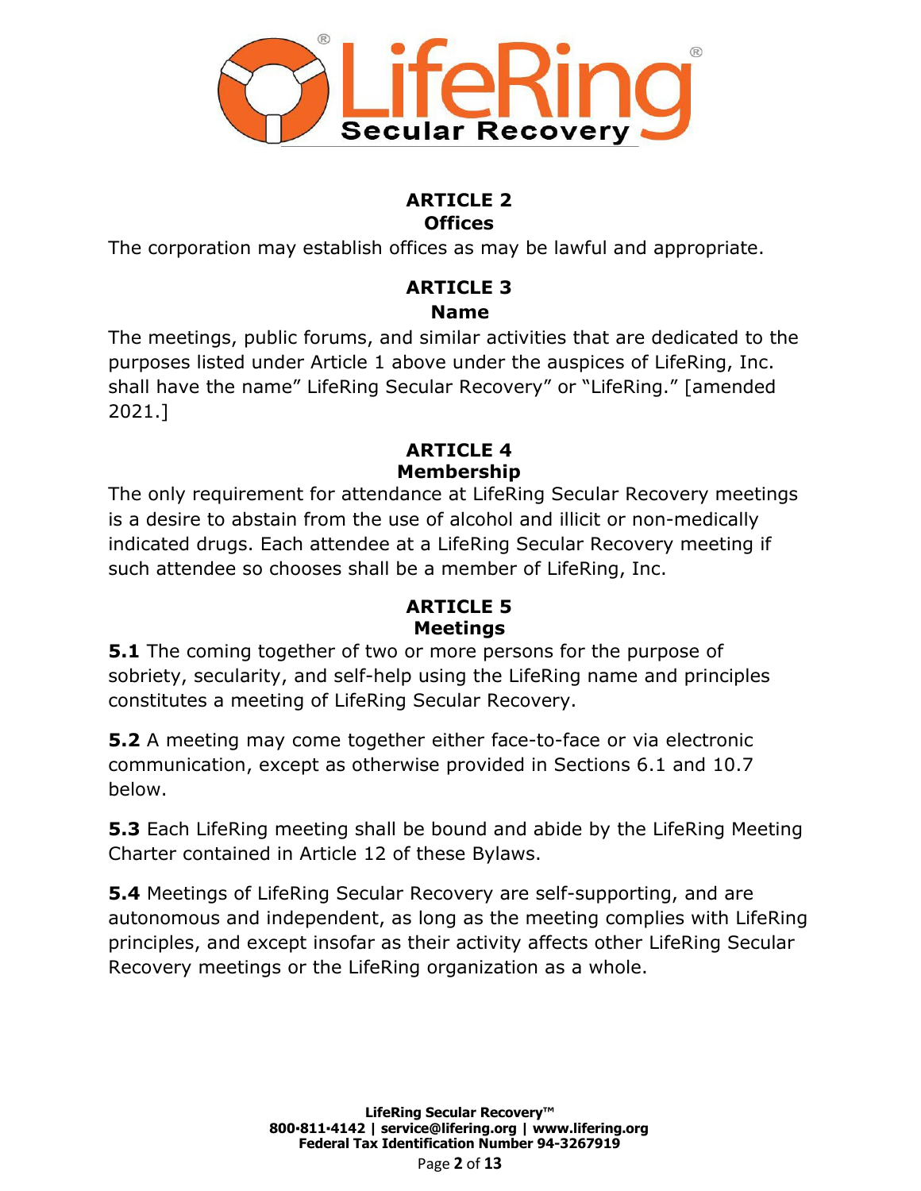## ARTICLE 2
### Offices

The corporation may establish offices as may be lawful and appropriate.

## ARTICLE 3
### Name

The meetings, public forums, and similar activities that are dedicated to the purposes listed under Article 1 above under the auspices of LifeRing, Inc. shall have the name" LifeRing Secular Recovery" or "LifeRing." [amended 2021.]

## ARTICLE 4
### Membership

The only requirement for attendance at LifeRing Secular Recovery meetings is a desire to abstain from the use of alcohol and illicit or non-medically indicated drugs. Each attendee at a LifeRing Secular Recovery meeting if such attendee so chooses shall be a member of LifeRing, Inc.

## ARTICLE 5
### Meetings

**5.1** The coming together of two or more persons for the purpose of sobriety, secularity, and self-help using the LifeRing name and principles constitutes a meeting of LifeRing Secular Recovery.

**5.2** A meeting may come together either face-to-face or via electronic communication, except as otherwise provided in Sections 6.1 and 10.7 below.

**5.3** Each LifeRing meeting shall be bound and abide by the LifeRing Meeting Charter contained in Article 12 of these Bylaws.

**5.4** Meetings of LifeRing Secular Recovery are self-supporting, and are autonomous and independent, as long as the meeting complies with LifeRing principles, and except insofar as their activity affects other LifeRing Secular Recovery meetings or the LifeRing organization as a whole.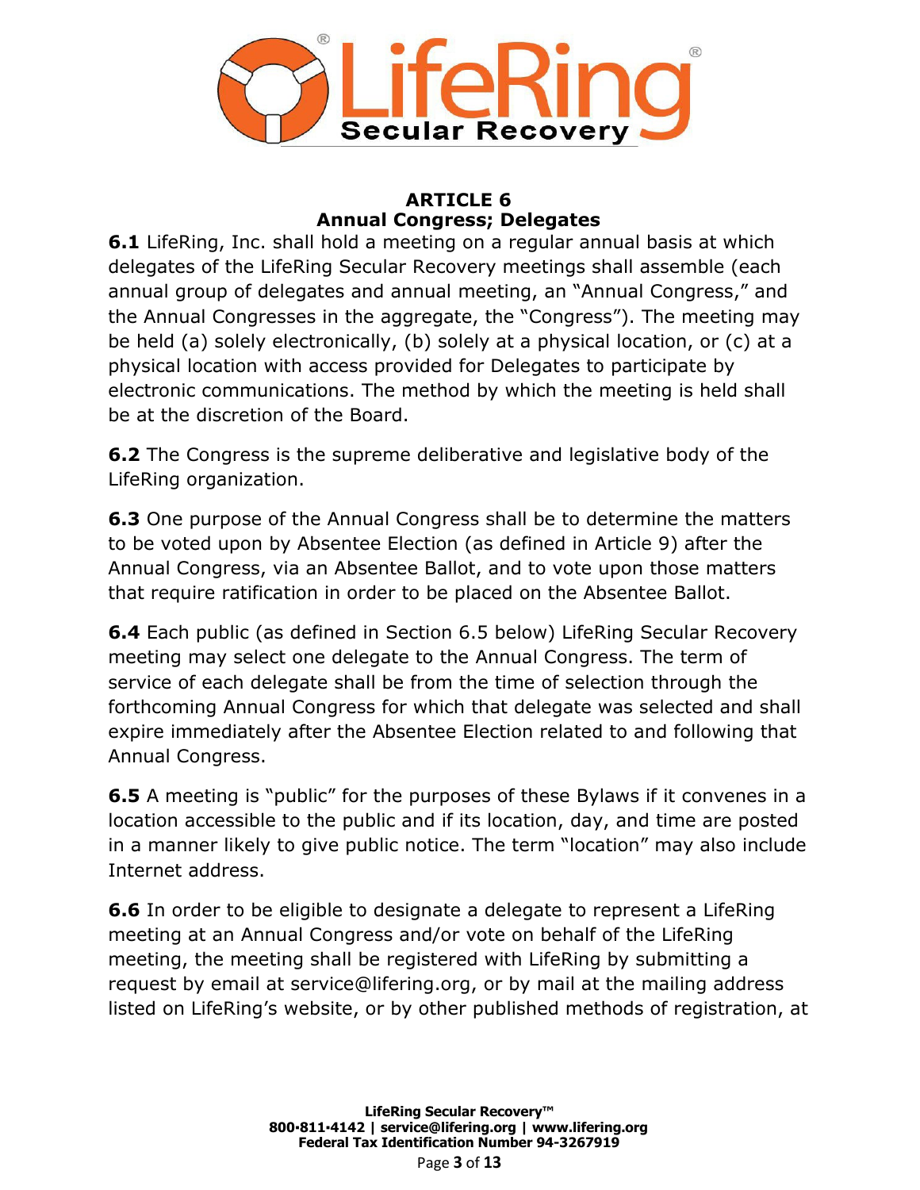## ARTICLE 6
## Annual Congress; Delegates

**6.1** LifeRing, Inc. shall hold a meeting on a regular annual basis at which delegates of the LifeRing Secular Recovery meetings shall assemble (each annual group of delegates and annual meeting, an "Annual Congress," and the Annual Congresses in the aggregate, the "Congress"). The meeting may be held (a) solely electronically, (b) solely at a physical location, or (c) at a physical location with access provided for Delegates to participate by electronic communications. The method by which the meeting is held shall be at the discretion of the Board.

**6.2** The Congress is the supreme deliberative and legislative body of the LifeRing organization.

**6.3** One purpose of the Annual Congress shall be to determine the matters to be voted upon by Absentee Election (as defined in Article 9) after the Annual Congress, via an Absentee Ballot, and to vote upon those matters that require ratification in order to be placed on the Absentee Ballot.

**6.4** Each public (as defined in Section 6.5 below) LifeRing Secular Recovery meeting may select one delegate to the Annual Congress. The term of service of each delegate shall be from the time of selection through the forthcoming Annual Congress for which that delegate was selected and shall expire immediately after the Absentee Election related to and following that Annual Congress.

**6.5** A meeting is "public" for the purposes of these Bylaws if it convenes in a location accessible to the public and if its location, day, and time are posted in a manner likely to give public notice. The term "location" may also include Internet address.

**6.6** In order to be eligible to designate a delegate to represent a LifeRing meeting at an Annual Congress and/or vote on behalf of the LifeRing meeting, the meeting shall be registered with LifeRing by submitting a request by email at service@lifering.org, or by mail at the mailing address listed on LifeRing's website, or by other published methods of registration, at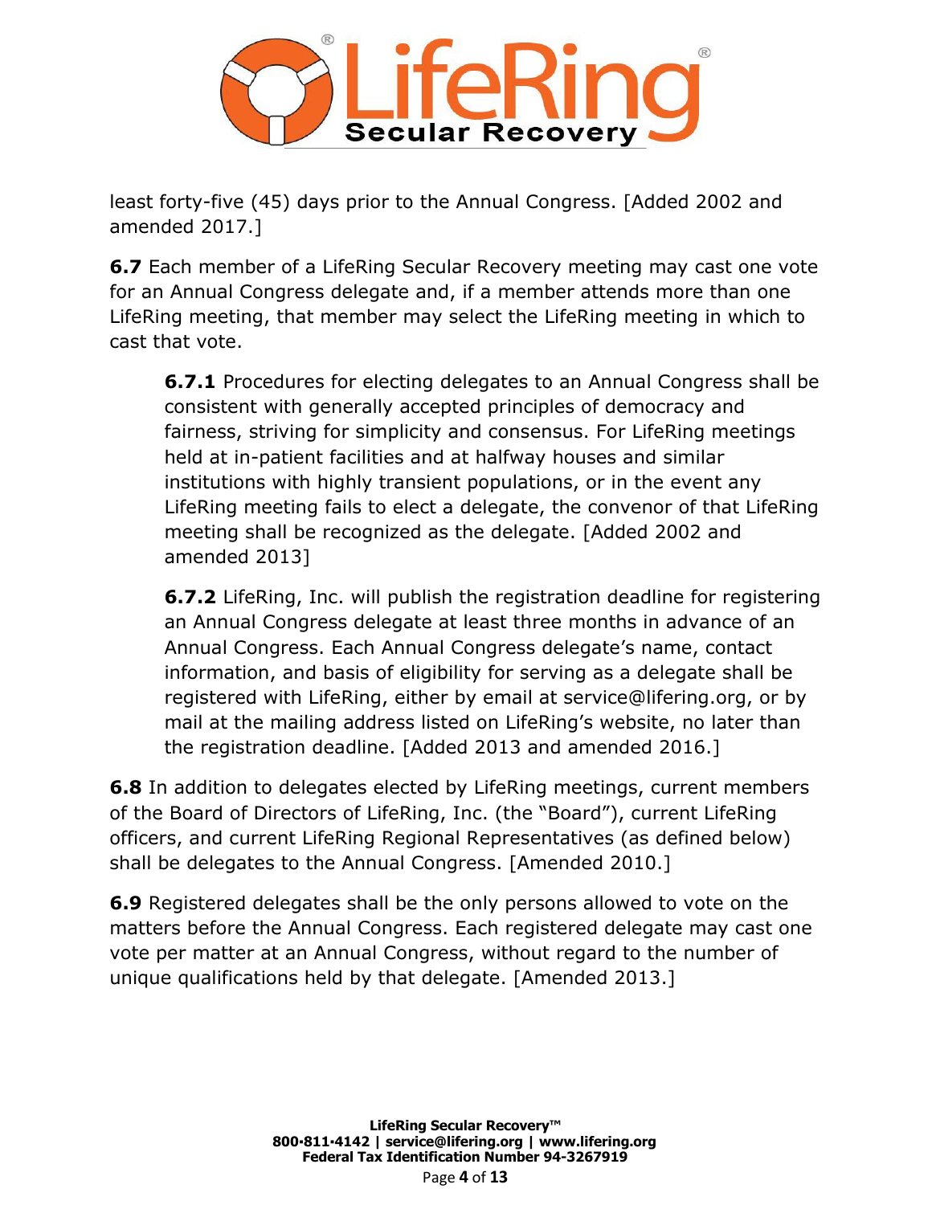least forty-five (45) days prior to the Annual Congress. [Added 2002 and amended 2017.]

**6.7** Each member of a LifeRing Secular Recovery meeting may cast one vote for an Annual Congress delegate and, if a member attends more than one LifeRing meeting, that member may select the LifeRing meeting in which to cast that vote.

> **6.7.1** Procedures for electing delegates to an Annual Congress shall be consistent with generally accepted principles of democracy and fairness, striving for simplicity and consensus. For LifeRing meetings held at in-patient facilities and at halfway houses and similar institutions with highly transient populations, or in the event any LifeRing meeting fails to elect a delegate, the convenor of that LifeRing meeting shall be recognized as the delegate. [Added 2002 and amended 2013]
>
> **6.7.2** LifeRing, Inc. will publish the registration deadline for registering an Annual Congress delegate at least three months in advance of an Annual Congress. Each Annual Congress delegate's name, contact information, and basis of eligibility for serving as a delegate shall be registered with LifeRing, either by email at service@lifering.org, or by mail at the mailing address listed on LifeRing's website, no later than the registration deadline. [Added 2013 and amended 2016.]

**6.8** In addition to delegates elected by LifeRing meetings, current members of the Board of Directors of LifeRing, Inc. (the "Board"), current LifeRing officers, and current LifeRing Regional Representatives (as defined below) shall be delegates to the Annual Congress. [Amended 2010.]

**6.9** Registered delegates shall be the only persons allowed to vote on the matters before the Annual Congress. Each registered delegate may cast one vote per matter at an Annual Congress, without regard to the number of unique qualifications held by that delegate. [Amended 2013.]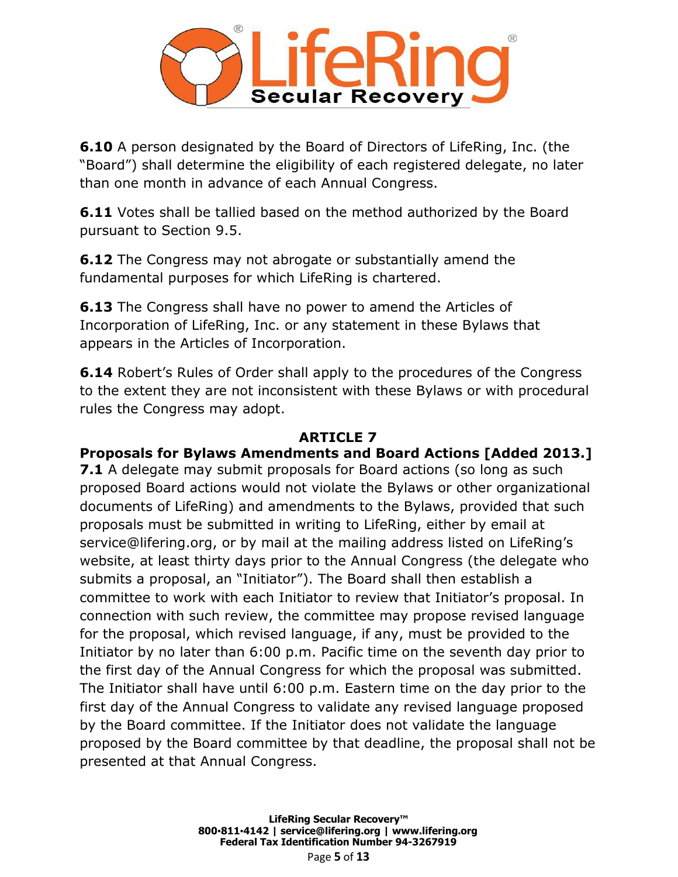**6.10** A person designated by the Board of Directors of LifeRing, Inc. (the "Board") shall determine the eligibility of each registered delegate, no later than one month in advance of each Annual Congress.

**6.11** Votes shall be tallied based on the method authorized by the Board pursuant to Section 9.5.

**6.12** The Congress may not abrogate or substantially amend the fundamental purposes for which LifeRing is chartered.

**6.13** The Congress shall have no power to amend the Articles of Incorporation of LifeRing, Inc. or any statement in these Bylaws that appears in the Articles of Incorporation.

**6.14** Robert's Rules of Order shall apply to the procedures of the Congress to the extent they are not inconsistent with these Bylaws or with procedural rules the Congress may adopt.

## ARTICLE 7

## Proposals for Bylaws Amendments and Board Actions [Added 2013.]

**7.1** A delegate may submit proposals for Board actions (so long as such proposed Board actions would not violate the Bylaws or other organizational documents of LifeRing) and amendments to the Bylaws, provided that such proposals must be submitted in writing to LifeRing, either by email at service@lifering.org, or by mail at the mailing address listed on LifeRing's website, at least thirty days prior to the Annual Congress (the delegate who submits a proposal, an "Initiator"). The Board shall then establish a committee to work with each Initiator to review that Initiator's proposal. In connection with such review, the committee may propose revised language for the proposal, which revised language, if any, must be provided to the Initiator by no later than 6:00 p.m. Pacific time on the seventh day prior to the first day of the Annual Congress for which the proposal was submitted. The Initiator shall have until 6:00 p.m. Eastern time on the day prior to the first day of the Annual Congress to validate any revised language proposed by the Board committee. If the Initiator does not validate the language proposed by the Board committee by that deadline, the proposal shall not be presented at that Annual Congress.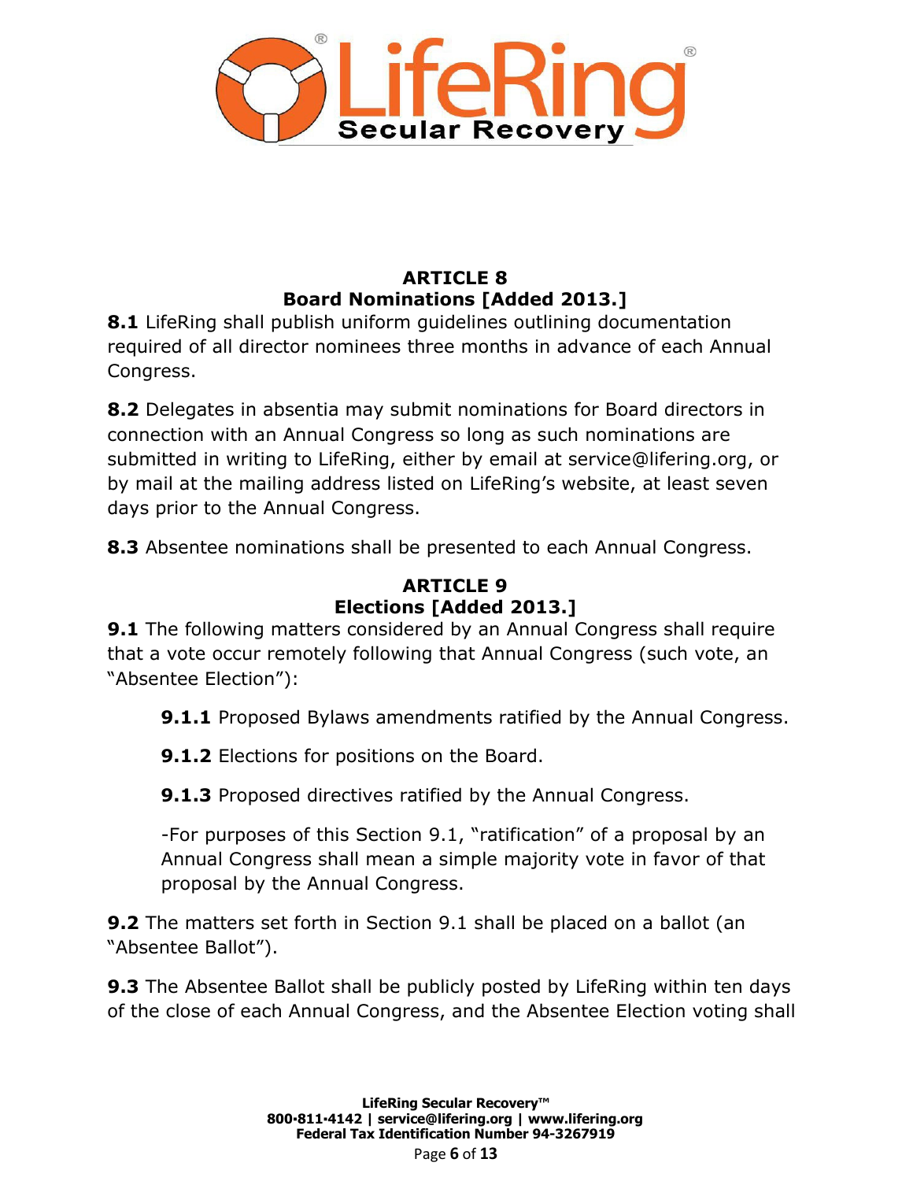## ARTICLE 8
## Board Nominations [Added 2013.]

**8.1** LifeRing shall publish uniform guidelines outlining documentation required of all director nominees three months in advance of each Annual Congress.

**8.2** Delegates in absentia may submit nominations for Board directors in connection with an Annual Congress so long as such nominations are submitted in writing to LifeRing, either by email at service@lifering.org, or by mail at the mailing address listed on LifeRing's website, at least seven days prior to the Annual Congress.

**8.3** Absentee nominations shall be presented to each Annual Congress.

## ARTICLE 9
## Elections [Added 2013.]

**9.1** The following matters considered by an Annual Congress shall require that a vote occur remotely following that Annual Congress (such vote, an "Absentee Election"):

> **9.1.1** Proposed Bylaws amendments ratified by the Annual Congress.
>
> **9.1.2** Elections for positions on the Board.
>
> **9.1.3** Proposed directives ratified by the Annual Congress.
>
> -For purposes of this Section 9.1, "ratification" of a proposal by an Annual Congress shall mean a simple majority vote in favor of that proposal by the Annual Congress.

**9.2** The matters set forth in Section 9.1 shall be placed on a ballot (an "Absentee Ballot").

**9.3** The Absentee Ballot shall be publicly posted by LifeRing within ten days of the close of each Annual Congress, and the Absentee Election voting shall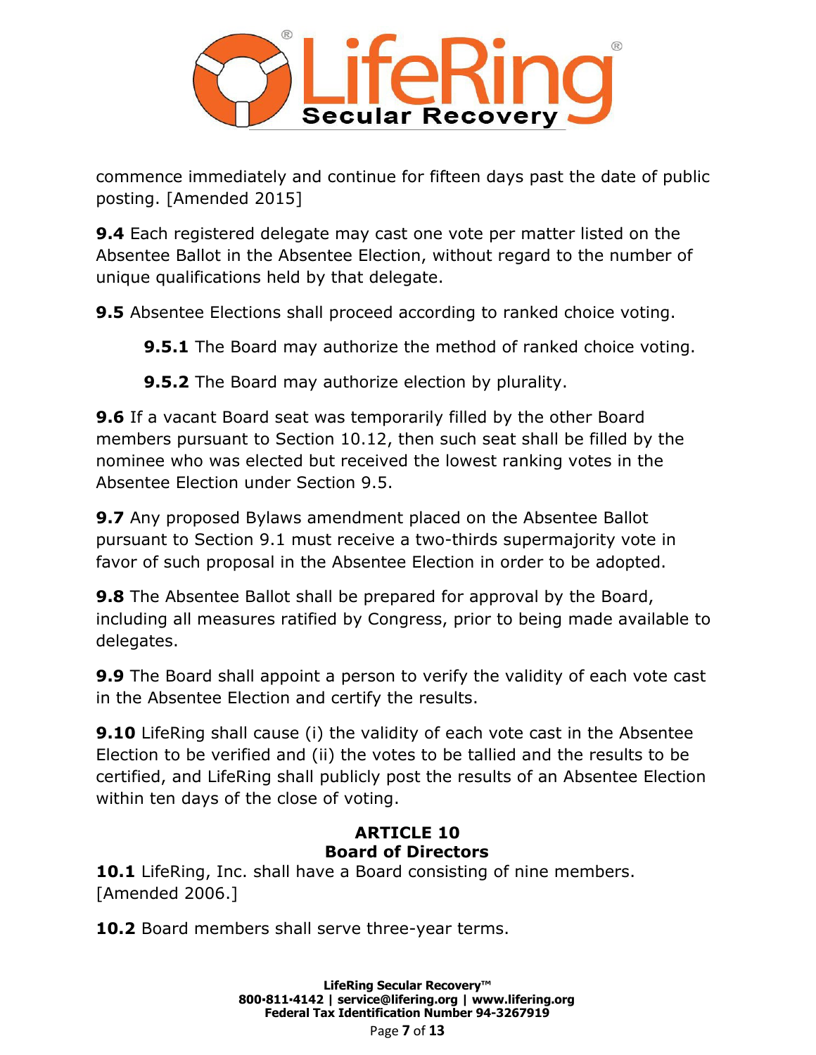commence immediately and continue for fifteen days past the date of public posting. [Amended 2015]

**9.4** Each registered delegate may cast one vote per matter listed on the Absentee Ballot in the Absentee Election, without regard to the number of unique qualifications held by that delegate.

**9.5** Absentee Elections shall proceed according to ranked choice voting.

> **9.5.1** The Board may authorize the method of ranked choice voting.
>
> **9.5.2** The Board may authorize election by plurality.

**9.6** If a vacant Board seat was temporarily filled by the other Board members pursuant to Section 10.12, then such seat shall be filled by the nominee who was elected but received the lowest ranking votes in the Absentee Election under Section 9.5.

**9.7** Any proposed Bylaws amendment placed on the Absentee Ballot pursuant to Section 9.1 must receive a two-thirds supermajority vote in favor of such proposal in the Absentee Election in order to be adopted.

**9.8** The Absentee Ballot shall be prepared for approval by the Board, including all measures ratified by Congress, prior to being made available to delegates.

**9.9** The Board shall appoint a person to verify the validity of each vote cast in the Absentee Election and certify the results.

**9.10** LifeRing shall cause (i) the validity of each vote cast in the Absentee Election to be verified and (ii) the votes to be tallied and the results to be certified, and LifeRing shall publicly post the results of an Absentee Election within ten days of the close of voting.

## ARTICLE 10
## Board of Directors

**10.1** LifeRing, Inc. shall have a Board consisting of nine members. [Amended 2006.]

**10.2** Board members shall serve three-year terms.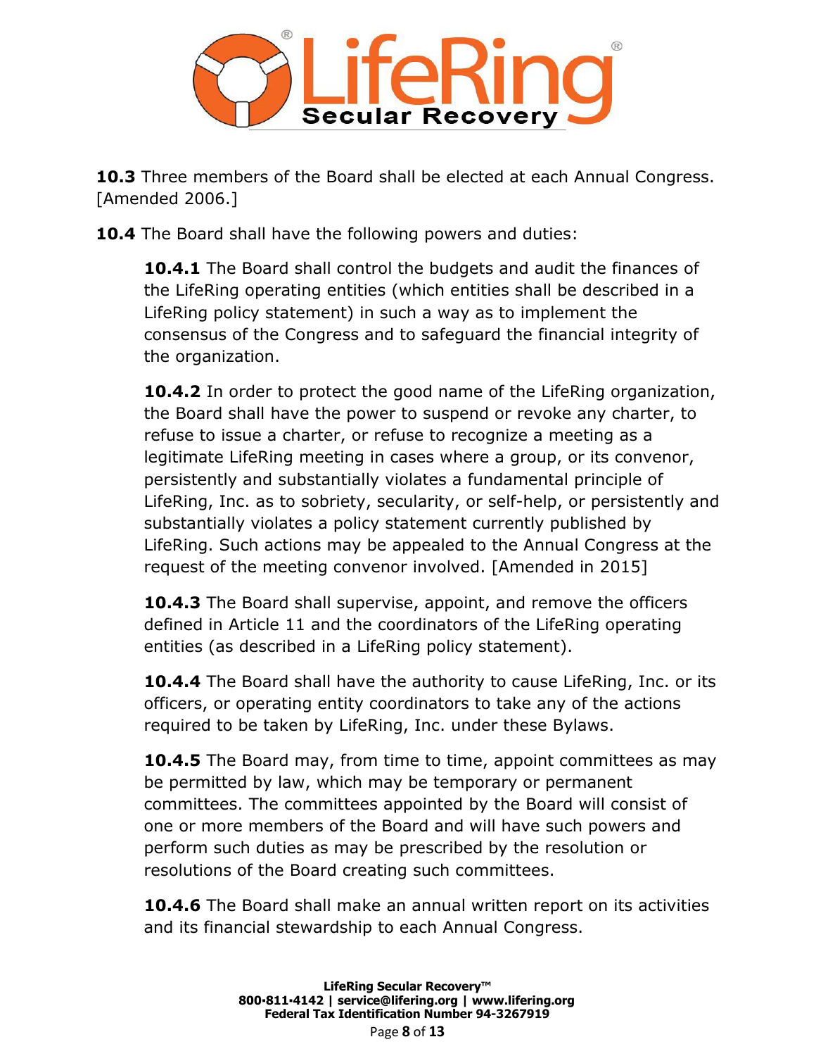**10.3** Three members of the Board shall be elected at each Annual Congress. [Amended 2006.]

**10.4** The Board shall have the following powers and duties:

> **10.4.1** The Board shall control the budgets and audit the finances of the LifeRing operating entities (which entities shall be described in a LifeRing policy statement) in such a way as to implement the consensus of the Congress and to safeguard the financial integrity of the organization.
>
> **10.4.2** In order to protect the good name of the LifeRing organization, the Board shall have the power to suspend or revoke any charter, to refuse to issue a charter, or refuse to recognize a meeting as a legitimate LifeRing meeting in cases where a group, or its convenor, persistently and substantially violates a fundamental principle of LifeRing, Inc. as to sobriety, secularity, or self-help, or persistently and substantially violates a policy statement currently published by LifeRing. Such actions may be appealed to the Annual Congress at the request of the meeting convenor involved. [Amended in 2015]
>
> **10.4.3** The Board shall supervise, appoint, and remove the officers defined in Article 11 and the coordinators of the LifeRing operating entities (as described in a LifeRing policy statement).
>
> **10.4.4** The Board shall have the authority to cause LifeRing, Inc. or its officers, or operating entity coordinators to take any of the actions required to be taken by LifeRing, Inc. under these Bylaws.
>
> **10.4.5** The Board may, from time to time, appoint committees as may be permitted by law, which may be temporary or permanent committees. The committees appointed by the Board will consist of one or more members of the Board and will have such powers and perform such duties as may be prescribed by the resolution or resolutions of the Board creating such committees.
>
> **10.4.6** The Board shall make an annual written report on its activities and its financial stewardship to each Annual Congress.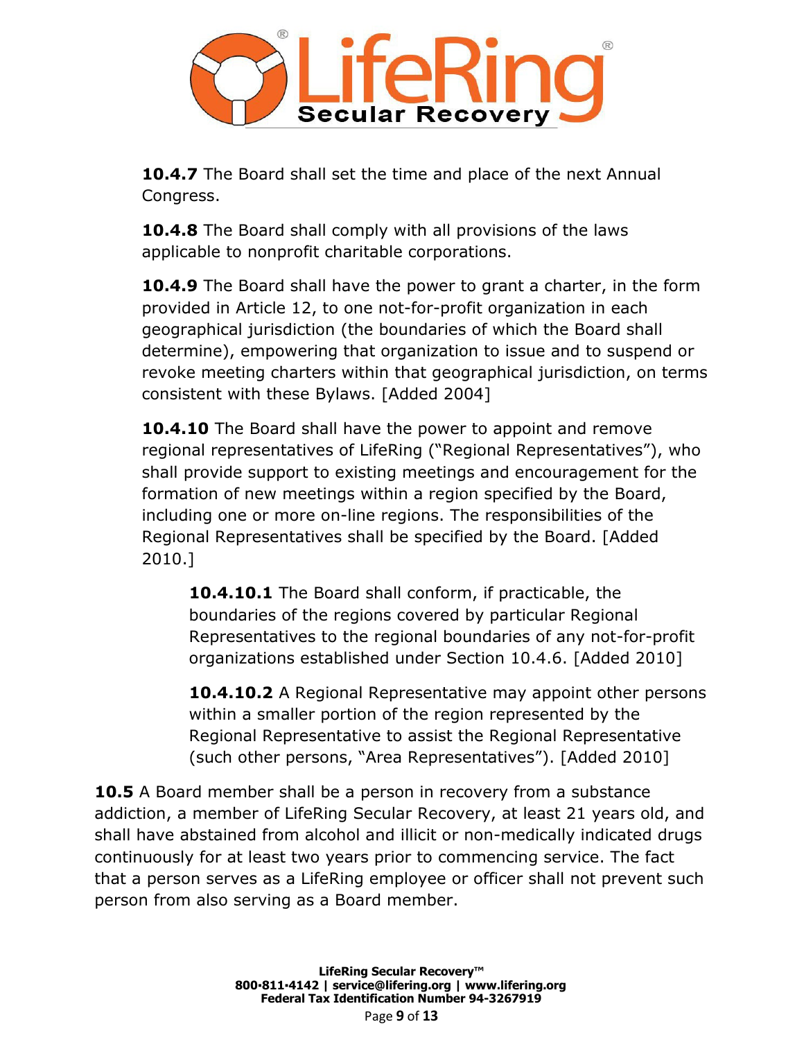**10.4.7** The Board shall set the time and place of the next Annual Congress.

**10.4.8** The Board shall comply with all provisions of the laws applicable to nonprofit charitable corporations.

**10.4.9** The Board shall have the power to grant a charter, in the form provided in Article 12, to one not-for-profit organization in each geographical jurisdiction (the boundaries of which the Board shall determine), empowering that organization to issue and to suspend or revoke meeting charters within that geographical jurisdiction, on terms consistent with these Bylaws. [Added 2004]

**10.4.10** The Board shall have the power to appoint and remove regional representatives of LifeRing ("Regional Representatives"), who shall provide support to existing meetings and encouragement for the formation of new meetings within a region specified by the Board, including one or more on-line regions. The responsibilities of the Regional Representatives shall be specified by the Board. [Added 2010.]

> **10.4.10.1** The Board shall conform, if practicable, the boundaries of the regions covered by particular Regional Representatives to the regional boundaries of any not-for-profit organizations established under Section 10.4.6. [Added 2010]
>
> **10.4.10.2** A Regional Representative may appoint other persons within a smaller portion of the region represented by the Regional Representative to assist the Regional Representative (such other persons, "Area Representatives"). [Added 2010]

**10.5** A Board member shall be a person in recovery from a substance addiction, a member of LifeRing Secular Recovery, at least 21 years old, and shall have abstained from alcohol and illicit or non-medically indicated drugs continuously for at least two years prior to commencing service. The fact that a person serves as a LifeRing employee or officer shall not prevent such person from also serving as a Board member.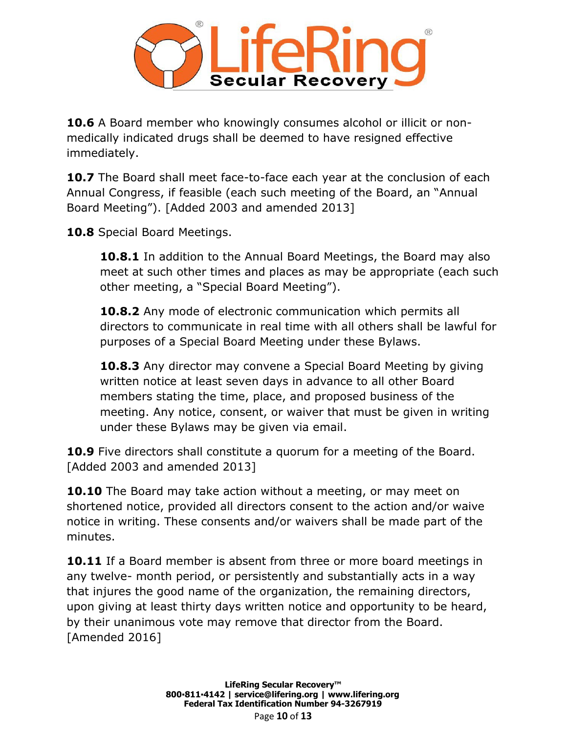**10.6** A Board member who knowingly consumes alcohol or illicit or non-medically indicated drugs shall be deemed to have resigned effective immediately.

**10.7** The Board shall meet face-to-face each year at the conclusion of each Annual Congress, if feasible (each such meeting of the Board, an "Annual Board Meeting"). [Added 2003 and amended 2013]

**10.8** Special Board Meetings.

> **10.8.1** In addition to the Annual Board Meetings, the Board may also meet at such other times and places as may be appropriate (each such other meeting, a "Special Board Meeting").
>
> **10.8.2** Any mode of electronic communication which permits all directors to communicate in real time with all others shall be lawful for purposes of a Special Board Meeting under these Bylaws.
>
> **10.8.3** Any director may convene a Special Board Meeting by giving written notice at least seven days in advance to all other Board members stating the time, place, and proposed business of the meeting. Any notice, consent, or waiver that must be given in writing under these Bylaws may be given via email.

**10.9** Five directors shall constitute a quorum for a meeting of the Board. [Added 2003 and amended 2013]

**10.10** The Board may take action without a meeting, or may meet on shortened notice, provided all directors consent to the action and/or waive notice in writing. These consents and/or waivers shall be made part of the minutes.

**10.11** If a Board member is absent from three or more board meetings in any twelve- month period, or persistently and substantially acts in a way that injures the good name of the organization, the remaining directors, upon giving at least thirty days written notice and opportunity to be heard, by their unanimous vote may remove that director from the Board. [Amended 2016]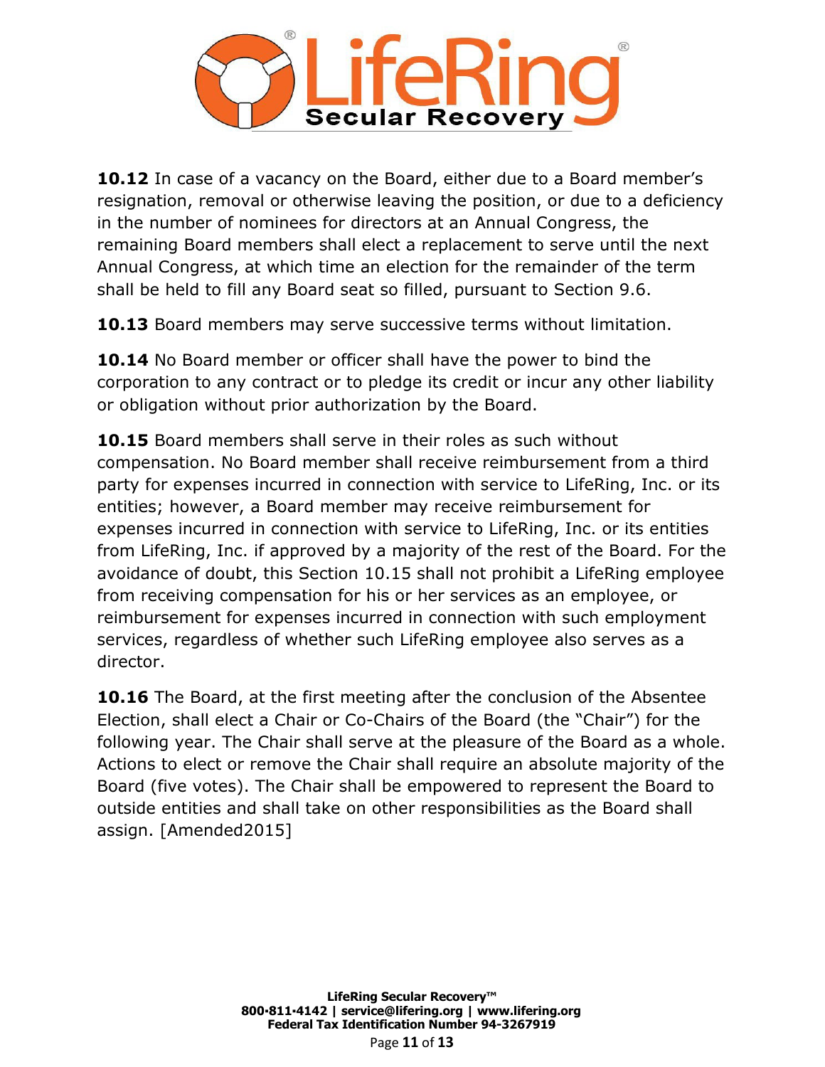**10.12** In case of a vacancy on the Board, either due to a Board member's resignation, removal or otherwise leaving the position, or due to a deficiency in the number of nominees for directors at an Annual Congress, the remaining Board members shall elect a replacement to serve until the next Annual Congress, at which time an election for the remainder of the term shall be held to fill any Board seat so filled, pursuant to Section 9.6.

**10.13** Board members may serve successive terms without limitation.

**10.14** No Board member or officer shall have the power to bind the corporation to any contract or to pledge its credit or incur any other liability or obligation without prior authorization by the Board.

**10.15** Board members shall serve in their roles as such without compensation. No Board member shall receive reimbursement from a third party for expenses incurred in connection with service to LifeRing, Inc. or its entities; however, a Board member may receive reimbursement for expenses incurred in connection with service to LifeRing, Inc. or its entities from LifeRing, Inc. if approved by a majority of the rest of the Board. For the avoidance of doubt, this Section 10.15 shall not prohibit a LifeRing employee from receiving compensation for his or her services as an employee, or reimbursement for expenses incurred in connection with such employment services, regardless of whether such LifeRing employee also serves as a director.

**10.16** The Board, at the first meeting after the conclusion of the Absentee Election, shall elect a Chair or Co-Chairs of the Board (the "Chair") for the following year. The Chair shall serve at the pleasure of the Board as a whole. Actions to elect or remove the Chair shall require an absolute majority of the Board (five votes). The Chair shall be empowered to represent the Board to outside entities and shall take on other responsibilities as the Board shall assign. [Amended2015]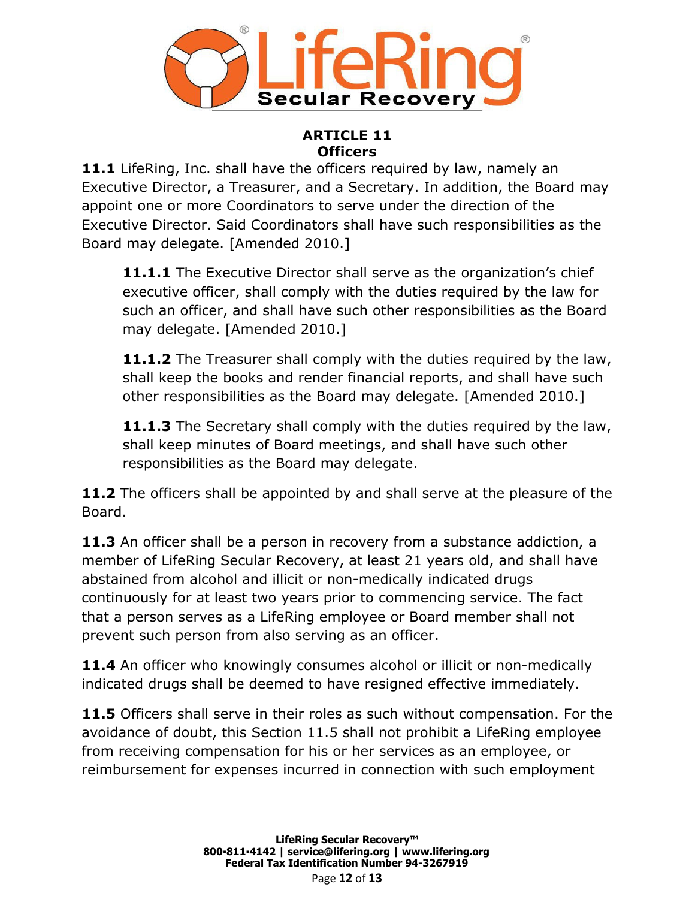## ARTICLE 11
## Officers

**11.1** LifeRing, Inc. shall have the officers required by law, namely an Executive Director, a Treasurer, and a Secretary. In addition, the Board may appoint one or more Coordinators to serve under the direction of the Executive Director. Said Coordinators shall have such responsibilities as the Board may delegate. [Amended 2010.]

> **11.1.1** The Executive Director shall serve as the organization's chief executive officer, shall comply with the duties required by the law for such an officer, and shall have such other responsibilities as the Board may delegate. [Amended 2010.]
>
> **11.1.2** The Treasurer shall comply with the duties required by the law, shall keep the books and render financial reports, and shall have such other responsibilities as the Board may delegate. [Amended 2010.]
>
> **11.1.3** The Secretary shall comply with the duties required by the law, shall keep minutes of Board meetings, and shall have such other responsibilities as the Board may delegate.

**11.2** The officers shall be appointed by and shall serve at the pleasure of the Board.

**11.3** An officer shall be a person in recovery from a substance addiction, a member of LifeRing Secular Recovery, at least 21 years old, and shall have abstained from alcohol and illicit or non-medically indicated drugs continuously for at least two years prior to commencing service. The fact that a person serves as a LifeRing employee or Board member shall not prevent such person from also serving as an officer.

**11.4** An officer who knowingly consumes alcohol or illicit or non-medically indicated drugs shall be deemed to have resigned effective immediately.

**11.5** Officers shall serve in their roles as such without compensation. For the avoidance of doubt, this Section 11.5 shall not prohibit a LifeRing employee from receiving compensation for his or her services as an employee, or reimbursement for expenses incurred in connection with such employment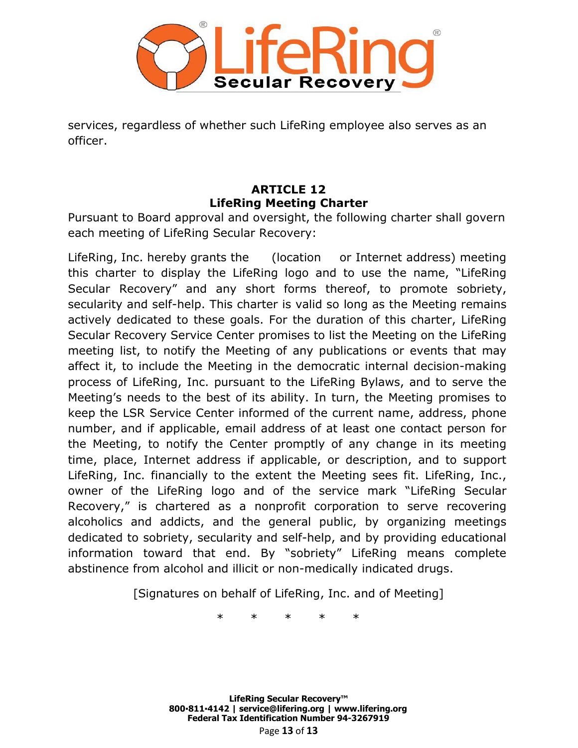services, regardless of whether such LifeRing employee also serves as an officer.

## ARTICLE 12
## LifeRing Meeting Charter

Pursuant to Board approval and oversight, the following charter shall govern each meeting of LifeRing Secular Recovery:

LifeRing, Inc. hereby grants the (location or Internet address) meeting this charter to display the LifeRing logo and to use the name, "LifeRing Secular Recovery" and any short forms thereof, to promote sobriety, secularity and self-help. This charter is valid so long as the Meeting remains actively dedicated to these goals. For the duration of this charter, LifeRing Secular Recovery Service Center promises to list the Meeting on the LifeRing meeting list, to notify the Meeting of any publications or events that may affect it, to include the Meeting in the democratic internal decision-making process of LifeRing, Inc. pursuant to the LifeRing Bylaws, and to serve the Meeting's needs to the best of its ability. In turn, the Meeting promises to keep the LSR Service Center informed of the current name, address, phone number, and if applicable, email address of at least one contact person for the Meeting, to notify the Center promptly of any change in its meeting time, place, Internet address if applicable, or description, and to support LifeRing, Inc. financially to the extent the Meeting sees fit. LifeRing, Inc., owner of the LifeRing logo and of the service mark "LifeRing Secular Recovery," is chartered as a nonprofit corporation to serve recovering alcoholics and addicts, and the general public, by organizing meetings dedicated to sobriety, secularity and self-help, and by providing educational information toward that end. By "sobriety" LifeRing means complete abstinence from alcohol and illicit or non-medically indicated drugs.

[Signatures on behalf of LifeRing, Inc. and of Meeting]

\* \* \* \* \*